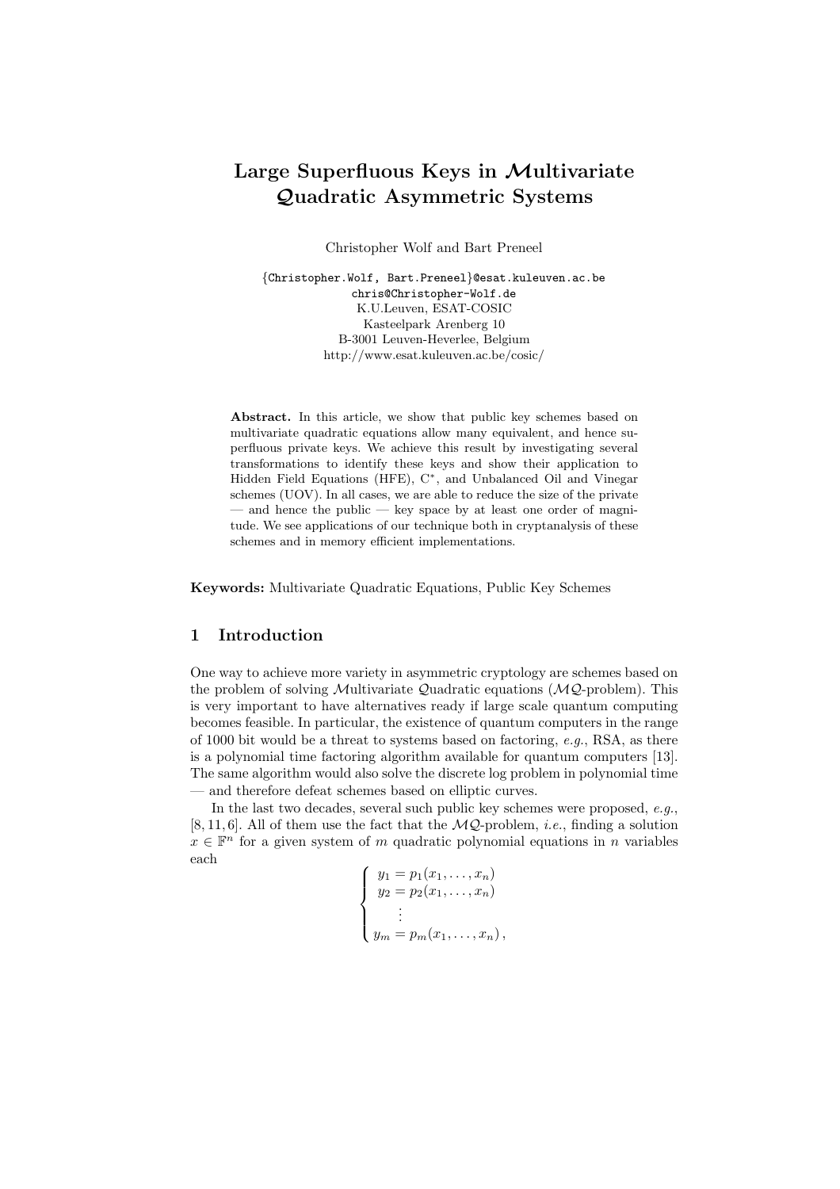# Large Superfluous Keys in $\mathcal{M}$ultivariate $\mathcal{Q}$uadratic Asymmetric Systems

Christopher Wolf and Bart Preneel

{Christopher.Wolf, Bart.Preneel}@esat.kuleuven.ac.be
chris@Christopher-Wolf.de
K.U.Leuven, ESAT-COSIC
Kasteelpark Arenberg 10
B-3001 Leuven-Heverlee, Belgium
http://www.esat.kuleuven.ac.be/cosic/

**Abstract.** In this article, we show that public key schemes based on multivariate quadratic equations allow many equivalent, and hence superfluous private keys. We achieve this result by investigating several transformations to identify these keys and show their application to Hidden Field Equations (HFE), C$^*$, and Unbalanced Oil and Vinegar schemes (UOV). In all cases, we are able to reduce the size of the private — and hence the public — key space by at least one order of magnitude. We see applications of our technique both in cryptanalysis of these schemes and in memory efficient implementations.

**Keywords:** Multivariate Quadratic Equations, Public Key Schemes

## 1 Introduction

One way to achieve more variety in asymmetric cryptology are schemes based on the problem of solving $\mathcal{M}$ultivariate $\mathcal{Q}$uadratic equations ($\mathcal{MQ}$-problem). This is very important to have alternatives ready if large scale quantum computing becomes feasible. In particular, the existence of quantum computers in the range of 1000 bit would be a threat to systems based on factoring, *e.g.*, RSA, as there is a polynomial time factoring algorithm available for quantum computers [13]. The same algorithm would also solve the discrete log problem in polynomial time — and therefore defeat schemes based on elliptic curves.

In the last two decades, several such public key schemes were proposed, *e.g.*, [8, 11, 6]. All of them use the fact that the $\mathcal{MQ}$-problem, *i.e.*, finding a solution $x \in \mathbb{F}^n$ for a given system of $m$ quadratic polynomial equations in $n$ variables each

$$\begin{cases} y_1 = p_1(x_1, \ldots, x_n) \\ y_2 = p_2(x_1, \ldots, x_n) \\ \quad\vdots \\ y_m = p_m(x_1, \ldots, x_n)\,, \end{cases}$$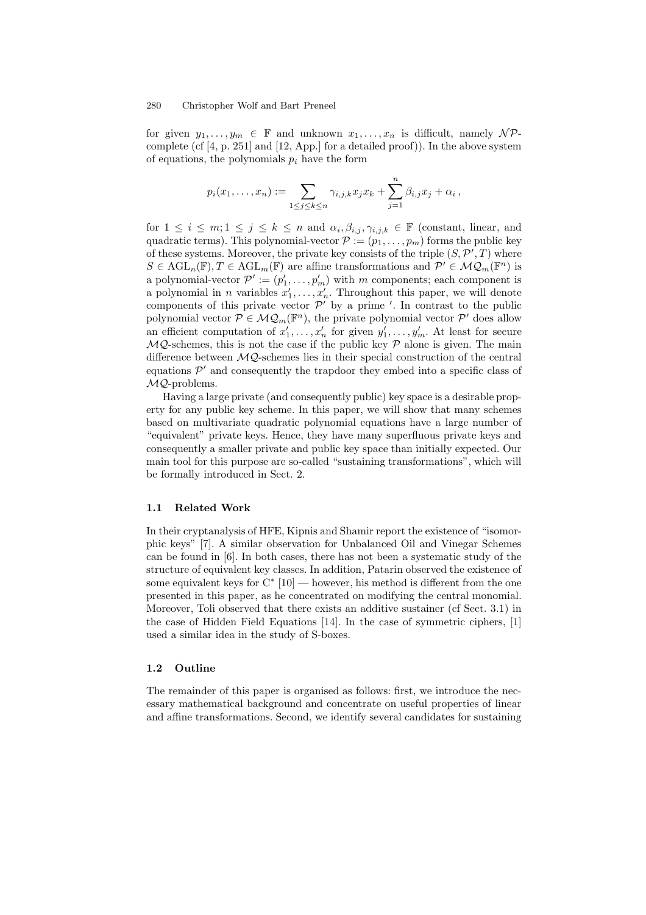for given $y_1, \ldots, y_m \in \mathbb{F}$ and unknown $x_1, \ldots, x_n$ is difficult, namely $\mathcal{NP}$-complete (cf [4, p. 251] and [12, App.] for a detailed proof)). In the above system of equations, the polynomials $p_i$ have the form

$$p_i(x_1, \ldots, x_n) := \sum_{1 \leq j \leq k \leq n} \gamma_{i,j,k} x_j x_k + \sum_{j=1}^{n} \beta_{i,j} x_j + \alpha_i \,,$$

for $1 \leq i \leq m; 1 \leq j \leq k \leq n$ and $\alpha_i, \beta_{i,j}, \gamma_{i,j,k} \in \mathbb{F}$ (constant, linear, and quadratic terms). This polynomial-vector $\mathcal{P} := (p_1, \ldots, p_m)$ forms the public key of these systems. Moreover, the private key consists of the triple $(S, \mathcal{P}', T)$ where $S \in \mathrm{AGL}_n(\mathbb{F}), T \in \mathrm{AGL}_m(\mathbb{F})$ are affine transformations and $\mathcal{P}' \in \mathcal{MQ}_m(\mathbb{F}^n)$ is a polynomial-vector $\mathcal{P}' := (p'_1, \ldots, p'_m)$ with $m$ components; each component is a polynomial in $n$ variables $x'_1, \ldots, x'_n$. Throughout this paper, we will denote components of this private vector $\mathcal{P}'$ by a prime $'$. In contrast to the public polynomial vector $\mathcal{P} \in \mathcal{MQ}_m(\mathbb{F}^n)$, the private polynomial vector $\mathcal{P}'$ does allow an efficient computation of $x'_1, \ldots, x'_n$ for given $y'_1, \ldots, y'_m$. At least for secure $\mathcal{MQ}$-schemes, this is not the case if the public key $\mathcal{P}$ alone is given. The main difference between $\mathcal{MQ}$-schemes lies in their special construction of the central equations $\mathcal{P}'$ and consequently the trapdoor they embed into a specific class of $\mathcal{MQ}$-problems.

Having a large private (and consequently public) key space is a desirable property for any public key scheme. In this paper, we will show that many schemes based on multivariate quadratic polynomial equations have a large number of "equivalent" private keys. Hence, they have many superfluous private keys and consequently a smaller private and public key space than initially expected. Our main tool for this purpose are so-called "sustaining transformations", which will be formally introduced in Sect. 2.

### 1.1 Related Work

In their cryptanalysis of HFE, Kipnis and Shamir report the existence of "isomorphic keys" [7]. A similar observation for Unbalanced Oil and Vinegar Schemes can be found in [6]. In both cases, there has not been a systematic study of the structure of equivalent key classes. In addition, Patarin observed the existence of some equivalent keys for $\mathrm{C}^*$ [10] — however, his method is different from the one presented in this paper, as he concentrated on modifying the central monomial. Moreover, Toli observed that there exists an additive sustainer (cf Sect. 3.1) in the case of Hidden Field Equations [14]. In the case of symmetric ciphers, [1] used a similar idea in the study of S-boxes.

### 1.2 Outline

The remainder of this paper is organised as follows: first, we introduce the necessary mathematical background and concentrate on useful properties of linear and affine transformations. Second, we identify several candidates for sustaining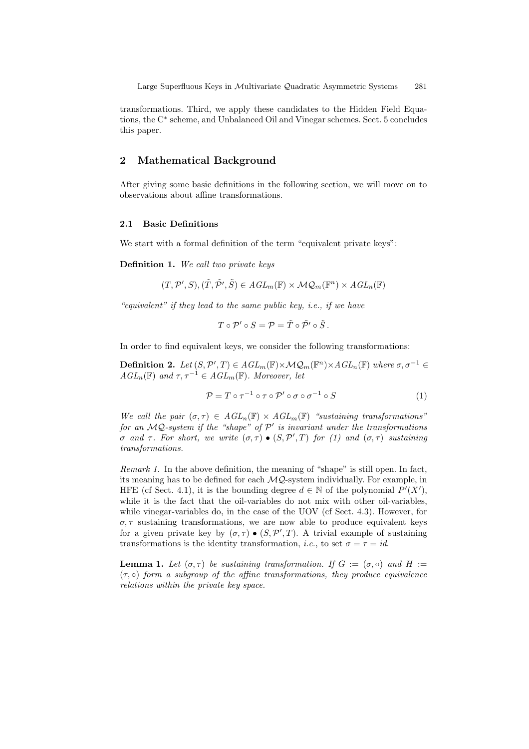transformations. Third, we apply these candidates to the Hidden Field Equations, the C$^*$ scheme, and Unbalanced Oil and Vinegar schemes. Sect. 5 concludes this paper.

## 2 Mathematical Background

After giving some basic definitions in the following section, we will move on to observations about affine transformations.

### 2.1 Basic Definitions

We start with a formal definition of the term "equivalent private keys":

**Definition 1.** *We call two private keys*

$$(T, \mathcal{P}', S), (\tilde{T}, \tilde{\mathcal{P}}', \tilde{S}) \in AGL_m(\mathbb{F}) \times \mathcal{MQ}_m(\mathbb{F}^n) \times AGL_n(\mathbb{F})$$

*"equivalent" if they lead to the same public key, i.e., if we have*

$$T \circ \mathcal{P}' \circ S = \mathcal{P} = \tilde{T} \circ \tilde{\mathcal{P}}' \circ \tilde{S} .$$

In order to find equivalent keys, we consider the following transformations:

**Definition 2.** *Let $(S, \mathcal{P}', T) \in AGL_m(\mathbb{F}) \times \mathcal{MQ}_m(\mathbb{F}^n) \times AGL_n(\mathbb{F})$ where $\sigma, \sigma^{-1} \in AGL_n(\mathbb{F})$ and $\tau, \tau^{-1} \in AGL_m(\mathbb{F})$. Moreover, let*

$$\mathcal{P} = T \circ \tau^{-1} \circ \tau \circ \mathcal{P}' \circ \sigma \circ \sigma^{-1} \circ S \tag{1}$$

*We call the pair $(\sigma, \tau) \in AGL_n(\mathbb{F}) \times AGL_m(\mathbb{F})$ "sustaining transformations" for an $\mathcal{MQ}$-system if the "shape" of $\mathcal{P}'$ is invariant under the transformations $\sigma$ and $\tau$. For short, we write $(\sigma, \tau) \bullet (S, \mathcal{P}', T)$ for (1) and $(\sigma, \tau)$ sustaining transformations.*

*Remark 1.* In the above definition, the meaning of "shape" is still open. In fact, its meaning has to be defined for each $\mathcal{MQ}$-system individually. For example, in HFE (cf Sect. 4.1), it is the bounding degree $d \in \mathbb{N}$ of the polynomial $P'(X')$, while it is the fact that the oil-variables do not mix with other oil-variables, while vinegar-variables do, in the case of the UOV (cf Sect. 4.3). However, for $\sigma, \tau$ sustaining transformations, we are now able to produce equivalent keys for a given private key by $(\sigma, \tau) \bullet (S, \mathcal{P}', T)$. A trivial example of sustaining transformations is the identity transformation, *i.e.*, to set $\sigma = \tau = id$.

**Lemma 1.** *Let $(\sigma, \tau)$ be sustaining transformation. If $G := (\sigma, \circ)$ and $H := (\tau, \circ)$ form a subgroup of the affine transformations, they produce equivalence relations within the private key space.*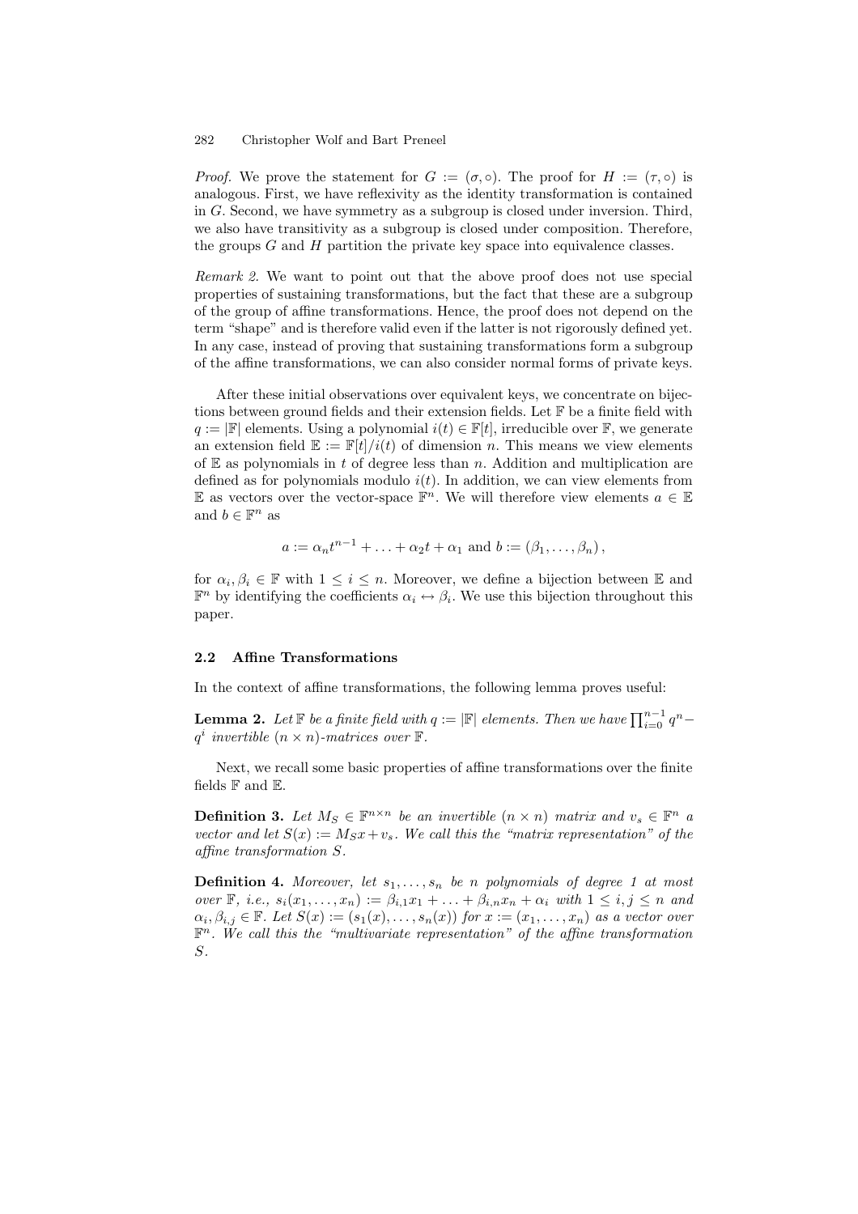*Proof.* We prove the statement for $G := (\sigma, \circ)$. The proof for $H := (\tau, \circ)$ is analogous. First, we have reflexivity as the identity transformation is contained in $G$. Second, we have symmetry as a subgroup is closed under inversion. Third, we also have transitivity as a subgroup is closed under composition. Therefore, the groups $G$ and $H$ partition the private key space into equivalence classes.

*Remark 2.* We want to point out that the above proof does not use special properties of sustaining transformations, but the fact that these are a subgroup of the group of affine transformations. Hence, the proof does not depend on the term "shape" and is therefore valid even if the latter is not rigorously defined yet. In any case, instead of proving that sustaining transformations form a subgroup of the affine transformations, we can also consider normal forms of private keys.

After these initial observations over equivalent keys, we concentrate on bijections between ground fields and their extension fields. Let $\mathbb{F}$ be a finite field with $q := |\mathbb{F}|$ elements. Using a polynomial $i(t) \in \mathbb{F}[t]$, irreducible over $\mathbb{F}$, we generate an extension field $\mathbb{E} := \mathbb{F}[t]/i(t)$ of dimension $n$. This means we view elements of $\mathbb{E}$ as polynomials in $t$ of degree less than $n$. Addition and multiplication are defined as for polynomials modulo $i(t)$. In addition, we can view elements from $\mathbb{E}$ as vectors over the vector-space $\mathbb{F}^n$. We will therefore view elements $a \in \mathbb{E}$ and $b \in \mathbb{F}^n$ as

$$a := \alpha_n t^{n-1} + \ldots + \alpha_2 t + \alpha_1 \text{ and } b := (\beta_1, \ldots, \beta_n),$$

for $\alpha_i, \beta_i \in \mathbb{F}$ with $1 \leq i \leq n$. Moreover, we define a bijection between $\mathbb{E}$ and $\mathbb{F}^n$ by identifying the coefficients $\alpha_i \leftrightarrow \beta_i$. We use this bijection throughout this paper.

### 2.2 Affine Transformations

In the context of affine transformations, the following lemma proves useful:

**Lemma 2.** *Let $\mathbb{F}$ be a finite field with $q := |\mathbb{F}|$ elements. Then we have $\prod_{i=0}^{n-1} q^n - q^i$ invertible $(n \times n)$-matrices over $\mathbb{F}$.*

Next, we recall some basic properties of affine transformations over the finite fields $\mathbb{F}$ and $\mathbb{E}$.

**Definition 3.** *Let $M_S \in \mathbb{F}^{n \times n}$ be an invertible $(n \times n)$ matrix and $v_s \in \mathbb{F}^n$ a vector and let $S(x) := M_S x + v_s$. We call this the "matrix representation" of the affine transformation $S$.*

**Definition 4.** *Moreover, let $s_1, \ldots, s_n$ be $n$ polynomials of degree 1 at most over $\mathbb{F}$, i.e., $s_i(x_1, \ldots, x_n) := \beta_{i,1} x_1 + \ldots + \beta_{i,n} x_n + \alpha_i$ with $1 \leq i, j \leq n$ and $\alpha_i, \beta_{i,j} \in \mathbb{F}$. Let $S(x) := (s_1(x), \ldots, s_n(x))$ for $x := (x_1, \ldots, x_n)$ as a vector over $\mathbb{F}^n$. We call this the "multivariate representation" of the affine transformation $S$.*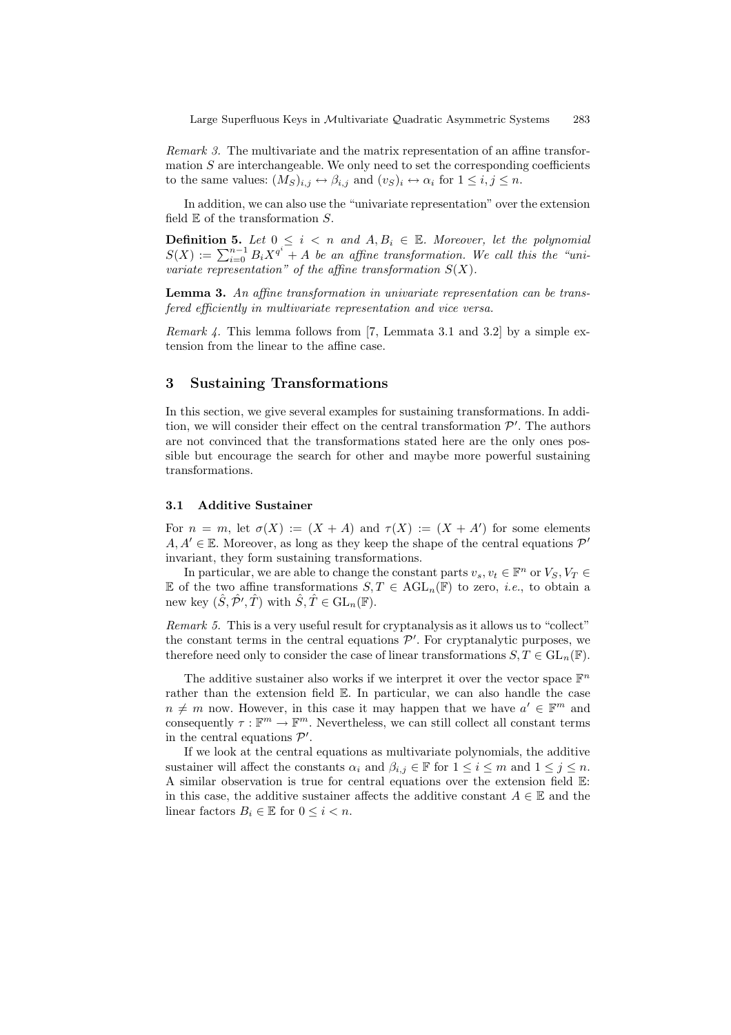*Remark 3.* The multivariate and the matrix representation of an affine transformation $S$ are interchangeable. We only need to set the corresponding coefficients to the same values: $(M_S)_{i,j} \leftrightarrow \beta_{i,j}$ and $(v_S)_i \leftrightarrow \alpha_i$ for $1 \leq i, j \leq n$.

In addition, we can also use the "univariate representation" over the extension field $\mathbb{E}$ of the transformation $S$.

**Definition 5.** *Let $0 \leq i < n$ and $A, B_i \in \mathbb{E}$. Moreover, let the polynomial $S(X) := \sum_{i=0}^{n-1} B_i X^{q^i} + A$ be an affine transformation. We call this the "univariate representation" of the affine transformation $S(X)$.*

**Lemma 3.** *An affine transformation in univariate representation can be transfered efficiently in multivariate representation and vice versa.*

*Remark 4.* This lemma follows from [7, Lemmata 3.1 and 3.2] by a simple extension from the linear to the affine case.

## 3 Sustaining Transformations

In this section, we give several examples for sustaining transformations. In addition, we will consider their effect on the central transformation $\mathcal{P}'$. The authors are not convinced that the transformations stated here are the only ones possible but encourage the search for other and maybe more powerful sustaining transformations.

### 3.1 Additive Sustainer

For $n = m$, let $\sigma(X) := (X + A)$ and $\tau(X) := (X + A')$ for some elements $A, A' \in \mathbb{E}$. Moreover, as long as they keep the shape of the central equations $\mathcal{P}'$ invariant, they form sustaining transformations.

In particular, we are able to change the constant parts $v_s, v_t \in \mathbb{F}^n$ or $V_S, V_T \in \mathbb{E}$ of the two affine transformations $S, T \in \mathrm{AGL}_n(\mathbb{F})$ to zero, *i.e.*, to obtain a new key $(\hat{S}, \hat{\mathcal{P}}', \hat{T})$ with $\hat{S}, \hat{T} \in \mathrm{GL}_n(\mathbb{F})$.

*Remark 5.* This is a very useful result for cryptanalysis as it allows us to "collect" the constant terms in the central equations $\mathcal{P}'$. For cryptanalytic purposes, we therefore need only to consider the case of linear transformations $S, T \in \mathrm{GL}_n(\mathbb{F})$.

The additive sustainer also works if we interpret it over the vector space $\mathbb{F}^n$ rather than the extension field $\mathbb{E}$. In particular, we can also handle the case $n \neq m$ now. However, in this case it may happen that we have $a' \in \mathbb{F}^m$ and consequently $\tau : \mathbb{F}^m \to \mathbb{F}^m$. Nevertheless, we can still collect all constant terms in the central equations $\mathcal{P}'$.

If we look at the central equations as multivariate polynomials, the additive sustainer will affect the constants $\alpha_i$ and $\beta_{i,j} \in \mathbb{F}$ for $1 \leq i \leq m$ and $1 \leq j \leq n$. A similar observation is true for central equations over the extension field $\mathbb{E}$: in this case, the additive sustainer affects the additive constant $A \in \mathbb{E}$ and the linear factors $B_i \in \mathbb{E}$ for $0 \leq i < n$.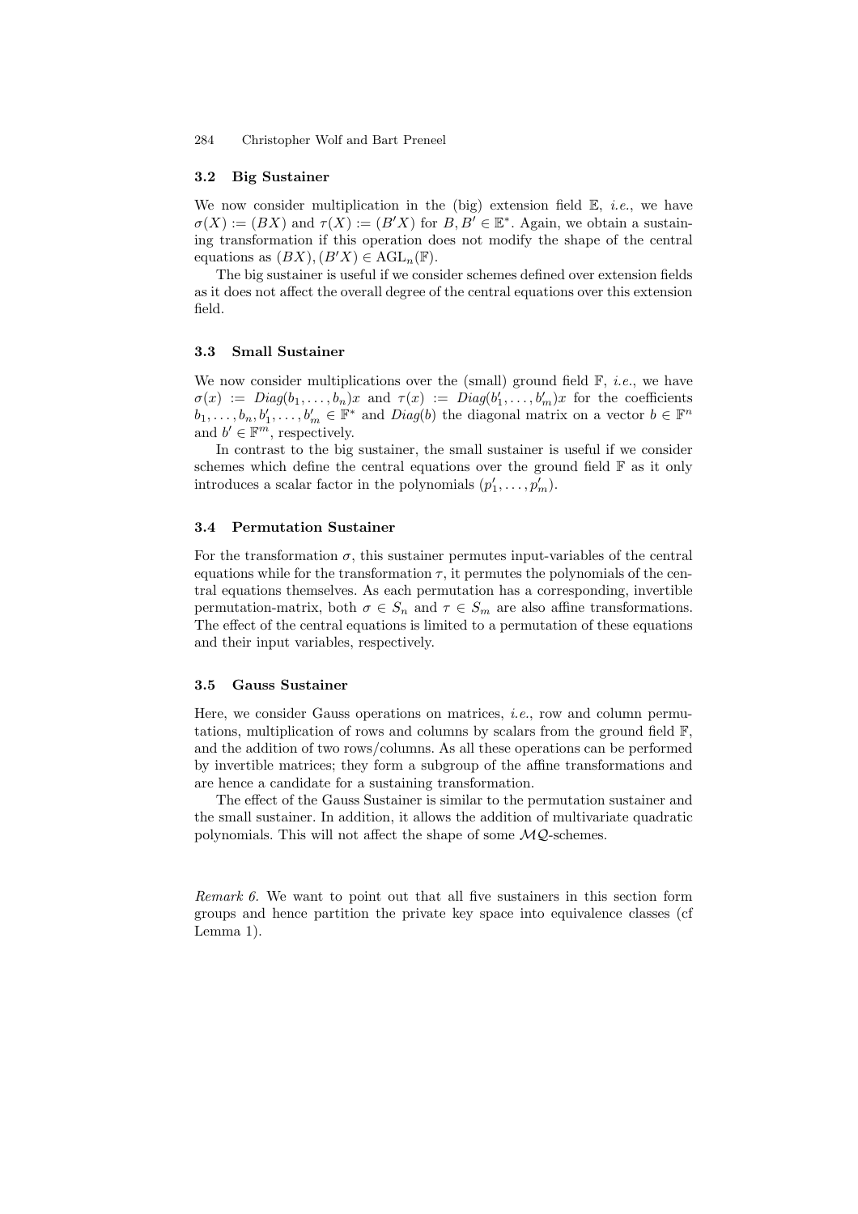### 3.2 Big Sustainer

We now consider multiplication in the (big) extension field $\mathbb{E}$, *i.e.*, we have $\sigma(X) := (BX)$ and $\tau(X) := (B'X)$ for $B, B' \in \mathbb{E}^*$. Again, we obtain a sustaining transformation if this operation does not modify the shape of the central equations as $(BX), (B'X) \in \mathrm{AGL}_n(\mathbb{F})$.

The big sustainer is useful if we consider schemes defined over extension fields as it does not affect the overall degree of the central equations over this extension field.

### 3.3 Small Sustainer

We now consider multiplications over the (small) ground field $\mathbb{F}$, *i.e.*, we have $\sigma(x) := Diag(b_1, \ldots, b_n)x$ and $\tau(x) := Diag(b'_1, \ldots, b'_m)x$ for the coefficients $b_1, \ldots, b_n, b'_1, \ldots, b'_m \in \mathbb{F}^*$ and $Diag(b)$ the diagonal matrix on a vector $b \in \mathbb{F}^n$ and $b' \in \mathbb{F}^m$, respectively.

In contrast to the big sustainer, the small sustainer is useful if we consider schemes which define the central equations over the ground field $\mathbb{F}$ as it only introduces a scalar factor in the polynomials $(p'_1, \ldots, p'_m)$.

### 3.4 Permutation Sustainer

For the transformation $\sigma$, this sustainer permutes input-variables of the central equations while for the transformation $\tau$, it permutes the polynomials of the central equations themselves. As each permutation has a corresponding, invertible permutation-matrix, both $\sigma \in S_n$ and $\tau \in S_m$ are also affine transformations. The effect of the central equations is limited to a permutation of these equations and their input variables, respectively.

### 3.5 Gauss Sustainer

Here, we consider Gauss operations on matrices, *i.e.*, row and column permutations, multiplication of rows and columns by scalars from the ground field $\mathbb{F}$, and the addition of two rows/columns. As all these operations can be performed by invertible matrices; they form a subgroup of the affine transformations and are hence a candidate for a sustaining transformation.

The effect of the Gauss Sustainer is similar to the permutation sustainer and the small sustainer. In addition, it allows the addition of multivariate quadratic polynomials. This will not affect the shape of some $\mathcal{MQ}$-schemes.

*Remark 6.* We want to point out that all five sustainers in this section form groups and hence partition the private key space into equivalence classes (cf Lemma 1).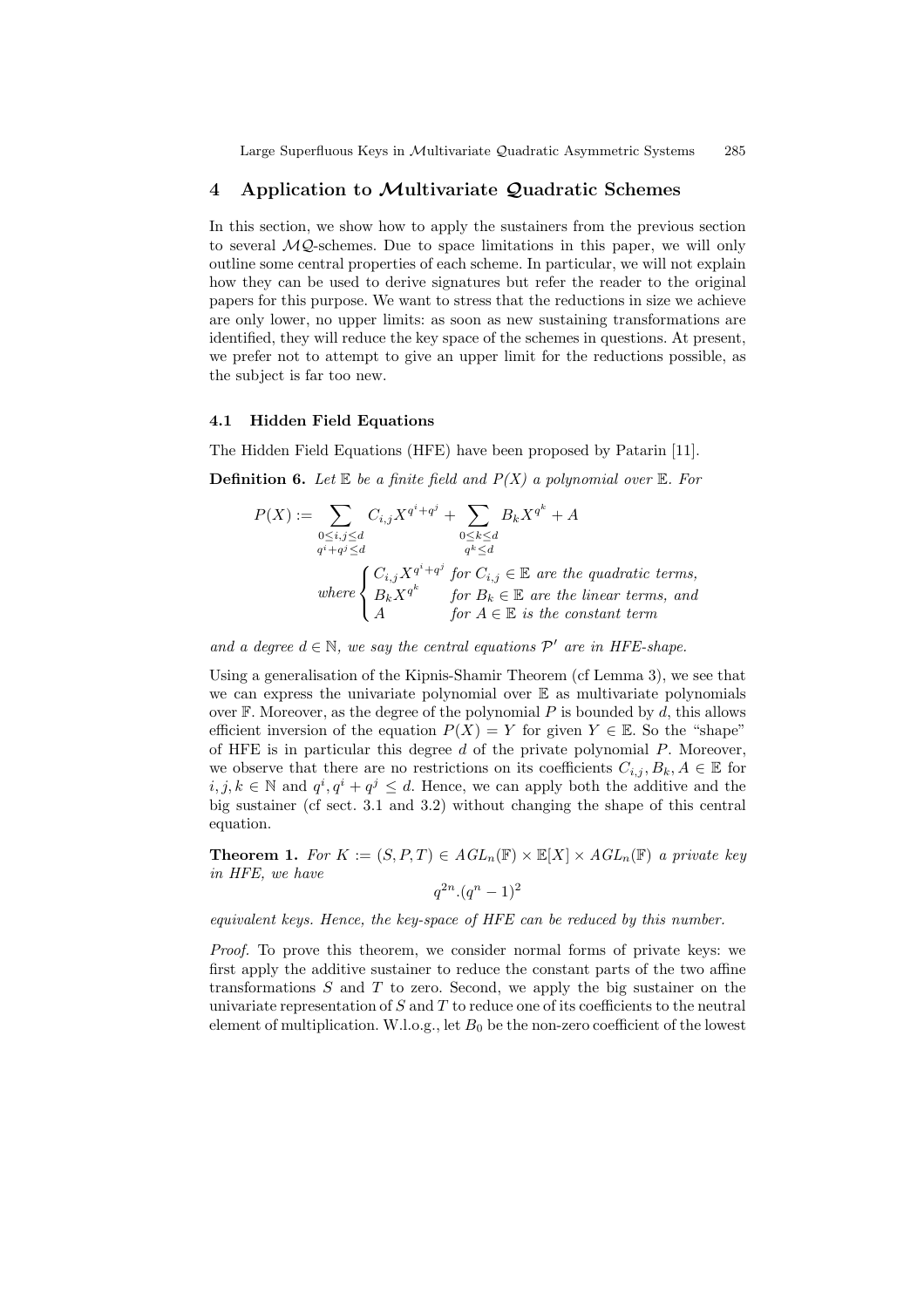## 4 Application to $\mathcal{M}$ultivariate $\mathcal{Q}$uadratic Schemes

In this section, we show how to apply the sustainers from the previous section to several $\mathcal{MQ}$-schemes. Due to space limitations in this paper, we will only outline some central properties of each scheme. In particular, we will not explain how they can be used to derive signatures but refer the reader to the original papers for this purpose. We want to stress that the reductions in size we achieve are only lower, no upper limits: as soon as new sustaining transformations are identified, they will reduce the key space of the schemes in questions. At present, we prefer not to attempt to give an upper limit for the reductions possible, as the subject is far too new.

### 4.1 Hidden Field Equations

The Hidden Field Equations (HFE) have been proposed by Patarin [11].

**Definition 6.** *Let $\mathbb{E}$ be a finite field and P(X) a polynomial over $\mathbb{E}$. For*

$$P(X) := \sum_{\substack{0 \le i,j \le d \\ q^i + q^j \le d}} C_{i,j} X^{q^i + q^j} + \sum_{\substack{0 \le k \le d \\ q^k \le d}} B_k X^{q^k} + A$$

$$\text{where} \begin{cases} C_{i,j} X^{q^i+q^j} & \text{for } C_{i,j} \in \mathbb{E} \text{ are the quadratic terms,} \\ B_k X^{q^k} & \text{for } B_k \in \mathbb{E} \text{ are the linear terms, and} \\ A & \text{for } A \in \mathbb{E} \text{ is the constant term} \end{cases}$$

*and a degree $d \in \mathbb{N}$, we say the central equations $\mathcal{P}'$ are in HFE-shape.*

Using a generalisation of the Kipnis-Shamir Theorem (cf Lemma 3), we see that we can express the univariate polynomial over $\mathbb{E}$ as multivariate polynomials over $\mathbb{F}$. Moreover, as the degree of the polynomial $P$ is bounded by $d$, this allows efficient inversion of the equation $P(X) = Y$ for given $Y \in \mathbb{E}$. So the "shape" of HFE is in particular this degree $d$ of the private polynomial $P$. Moreover, we observe that there are no restrictions on its coefficients $C_{i,j}, B_k, A \in \mathbb{E}$ for $i, j, k \in \mathbb{N}$ and $q^i, q^i + q^j \le d$. Hence, we can apply both the additive and the big sustainer (cf sect. 3.1 and 3.2) without changing the shape of this central equation.

**Theorem 1.** *For $K := (S, P, T) \in AGL_n(\mathbb{F}) \times \mathbb{E}[X] \times AGL_n(\mathbb{F})$ a private key in HFE, we have*

$$q^{2n}.(q^n - 1)^2$$

*equivalent keys. Hence, the key-space of HFE can be reduced by this number.*

*Proof.* To prove this theorem, we consider normal forms of private keys: we first apply the additive sustainer to reduce the constant parts of the two affine transformations $S$ and $T$ to zero. Second, we apply the big sustainer on the univariate representation of $S$ and $T$ to reduce one of its coefficients to the neutral element of multiplication. W.l.o.g., let $B_0$ be the non-zero coefficient of the lowest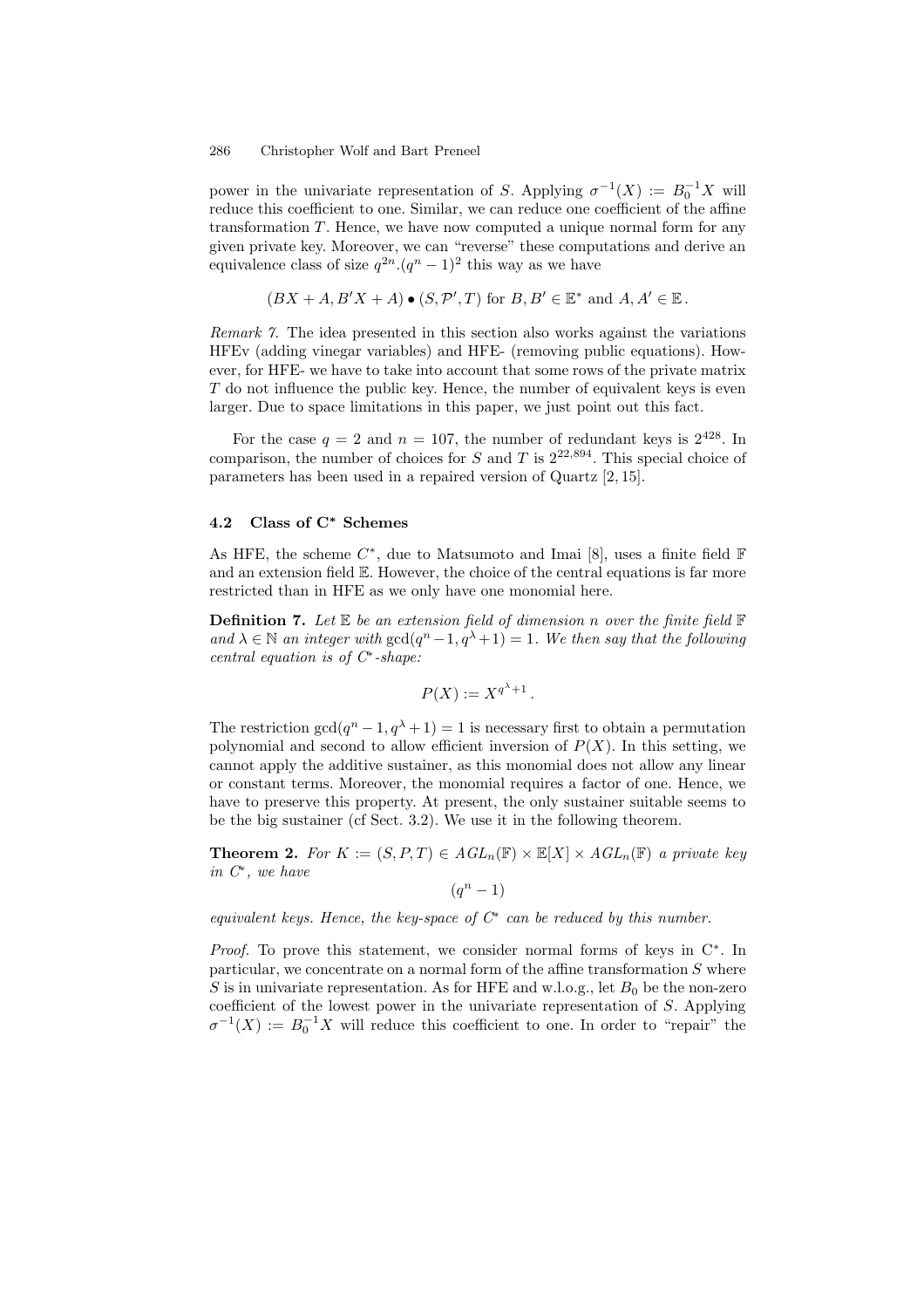power in the univariate representation of $S$. Applying $\sigma^{-1}(X) := B_0^{-1}X$ will reduce this coefficient to one. Similar, we can reduce one coefficient of the affine transformation $T$. Hence, we have now computed a unique normal form for any given private key. Moreover, we can "reverse" these computations and derive an equivalence class of size $q^{2n}.(q^n-1)^2$ this way as we have

$$(BX + A, B'X + A) \bullet (S, \mathcal{P}', T) \text{ for } B, B' \in \mathbb{E}^* \text{ and } A, A' \in \mathbb{E}\,.$$

*Remark 7.* The idea presented in this section also works against the variations HFEv (adding vinegar variables) and HFE- (removing public equations). However, for HFE- we have to take into account that some rows of the private matrix $T$ do not influence the public key. Hence, the number of equivalent keys is even larger. Due to space limitations in this paper, we just point out this fact.

For the case $q = 2$ and $n = 107$, the number of redundant keys is $2^{428}$. In comparison, the number of choices for $S$ and $T$ is $2^{22,894}$. This special choice of parameters has been used in a repaired version of Quartz [2, 15].

### 4.2 Class of C* Schemes

As HFE, the scheme $C^*$, due to Matsumoto and Imai [8], uses a finite field $\mathbb{F}$ and an extension field $\mathbb{E}$. However, the choice of the central equations is far more restricted than in HFE as we only have one monomial here.

**Definition 7.** *Let $\mathbb{E}$ be an extension field of dimension $n$ over the finite field $\mathbb{F}$ and $\lambda \in \mathbb{N}$ an integer with $\gcd(q^n-1, q^\lambda+1) = 1$. We then say that the following central equation is of $C^*$-shape:*

$$P(X) := X^{q^\lambda+1}\,.$$

The restriction $\gcd(q^n-1, q^\lambda+1) = 1$ is necessary first to obtain a permutation polynomial and second to allow efficient inversion of $P(X)$. In this setting, we cannot apply the additive sustainer, as this monomial does not allow any linear or constant terms. Moreover, the monomial requires a factor of one. Hence, we have to preserve this property. At present, the only sustainer suitable seems to be the big sustainer (cf Sect. 3.2). We use it in the following theorem.

**Theorem 2.** *For $K := (S, P, T) \in AGL_n(\mathbb{F}) \times \mathbb{E}[X] \times AGL_n(\mathbb{F})$ a private key in $C^*$, we have*

$$(q^n - 1)$$

*equivalent keys. Hence, the key-space of $C^*$ can be reduced by this number.*

*Proof.* To prove this statement, we consider normal forms of keys in C*. In particular, we concentrate on a normal form of the affine transformation $S$ where $S$ is in univariate representation. As for HFE and w.l.o.g., let $B_0$ be the non-zero coefficient of the lowest power in the univariate representation of $S$. Applying $\sigma^{-1}(X) := B_0^{-1}X$ will reduce this coefficient to one. In order to "repair" the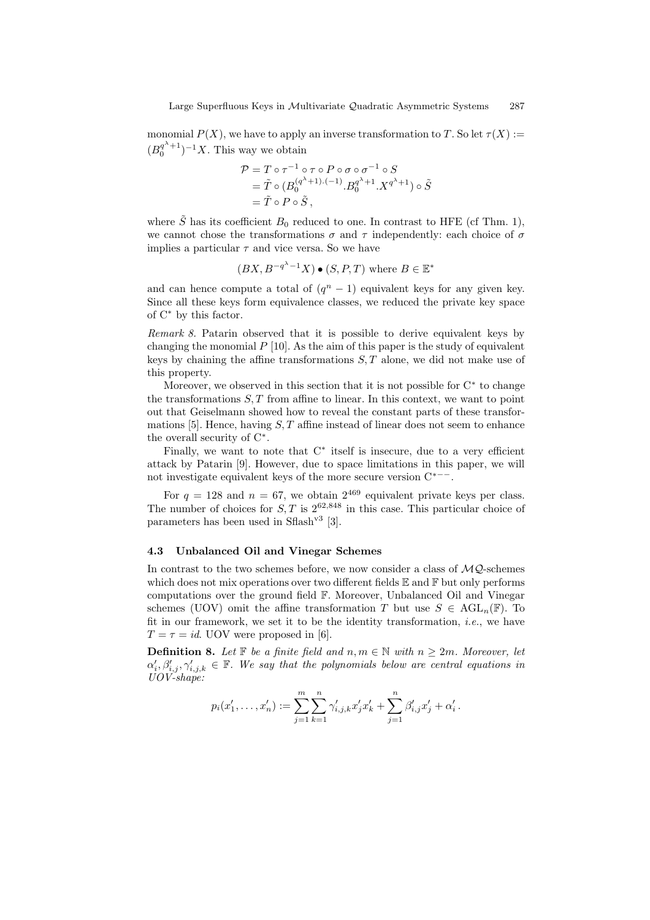monomial $P(X)$, we have to apply an inverse transformation to $T$. So let $\tau(X) := (B_0^{q^\lambda+1})^{-1}X$. This way we obtain

$$\begin{aligned}
\mathcal{P} &= T \circ \tau^{-1} \circ \tau \circ P \circ \sigma \circ \sigma^{-1} \circ S \\
&= \tilde{T} \circ (B_0^{(q^\lambda+1).(-1)}.B_0^{q^\lambda+1}.X^{q^\lambda+1}) \circ \tilde{S} \\
&= \tilde{T} \circ P \circ \tilde{S}\,,
\end{aligned}$$

where $\tilde{S}$ has its coefficient $B_0$ reduced to one. In contrast to HFE (cf Thm. 1), we cannot chose the transformations $\sigma$ and $\tau$ independently: each choice of $\sigma$ implies a particular $\tau$ and vice versa. So we have

$$(BX, B^{-q^\lambda-1}X) \bullet (S, P, T) \text{ where } B \in \mathbb{E}^*$$

and can hence compute a total of $(q^n - 1)$ equivalent keys for any given key. Since all these keys form equivalence classes, we reduced the private key space of $C^*$ by this factor.

*Remark 8.* Patarin observed that it is possible to derive equivalent keys by changing the monomial $P$ [10]. As the aim of this paper is the study of equivalent keys by chaining the affine transformations $S, T$ alone, we did not make use of this property.

Moreover, we observed in this section that it is not possible for $C^*$ to change the transformations $S, T$ from affine to linear. In this context, we want to point out that Geiselmann showed how to reveal the constant parts of these transformations [5]. Hence, having $S, T$ affine instead of linear does not seem to enhance the overall security of $C^*$.

Finally, we want to note that $C^*$ itself is insecure, due to a very efficient attack by Patarin [9]. However, due to space limitations in this paper, we will not investigate equivalent keys of the more secure version $C^{*--}$.

For $q = 128$ and $n = 67$, we obtain $2^{469}$ equivalent private keys per class. The number of choices for $S, T$ is $2^{62,848}$ in this case. This particular choice of parameters has been used in Sflash$^{v3}$ [3].

### 4.3 Unbalanced Oil and Vinegar Schemes

In contrast to the two schemes before, we now consider a class of $\mathcal{MQ}$-schemes which does not mix operations over two different fields $\mathbb{E}$ and $\mathbb{F}$ but only performs computations over the ground field $\mathbb{F}$. Moreover, Unbalanced Oil and Vinegar schemes (UOV) omit the affine transformation $T$ but use $S \in \mathrm{AGL}_n(\mathbb{F})$. To fit in our framework, we set it to be the identity transformation, *i.e.*, we have $T = \tau = id$. UOV were proposed in [6].

**Definition 8.** *Let $\mathbb{F}$ be a finite field and $n, m \in \mathbb{N}$ with $n \geq 2m$. Moreover, let $\alpha'_i, \beta'_{i,j}, \gamma'_{i,j,k} \in \mathbb{F}$. We say that the polynomials below are central equations in UOV-shape:*

$$p_i(x'_1, \ldots, x'_n) := \sum_{j=1}^{m} \sum_{k=1}^{n} \gamma'_{i,j,k} x'_j x'_k + \sum_{j=1}^{n} \beta'_{i,j} x'_j + \alpha'_i\,.$$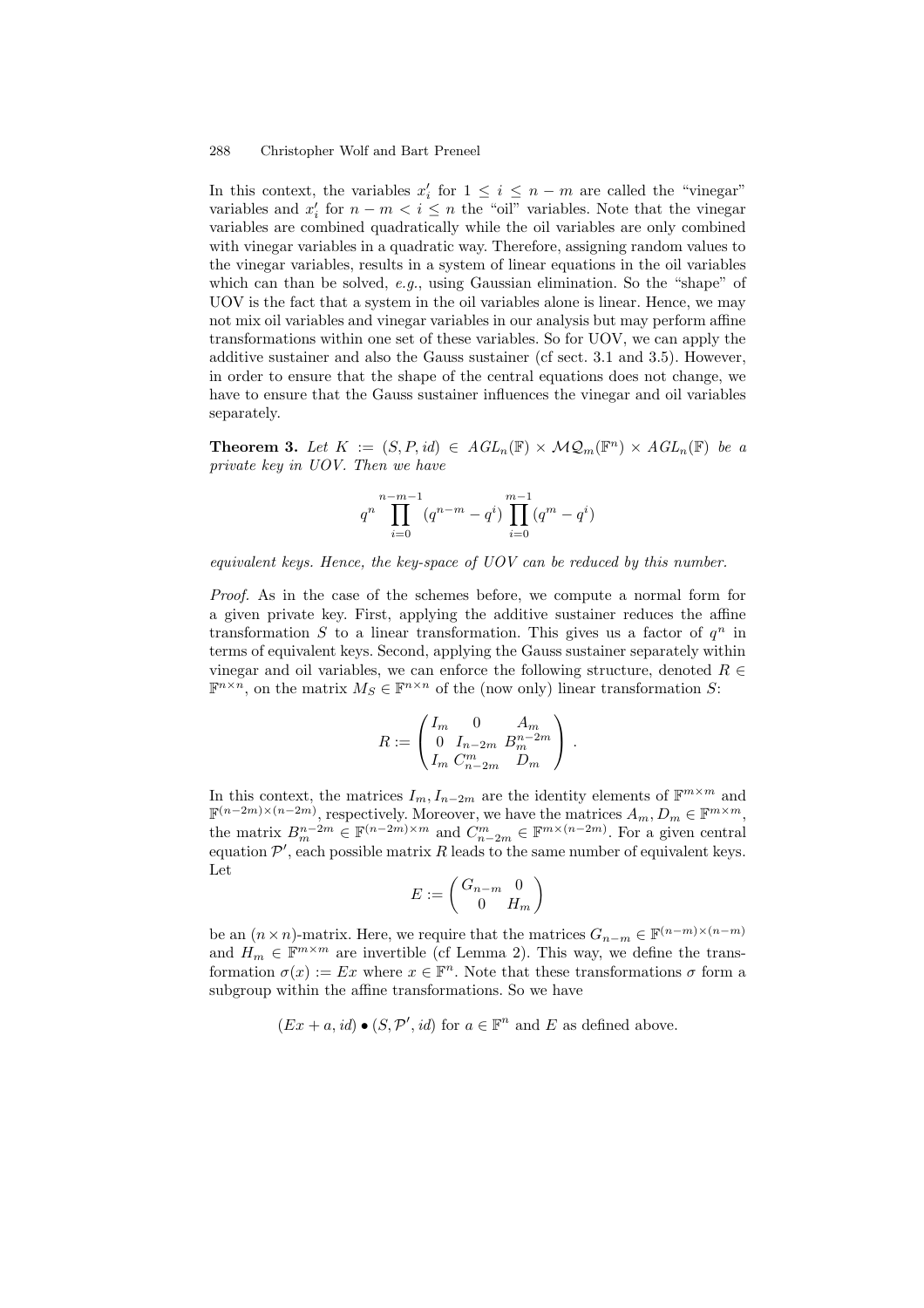In this context, the variables $x'_i$ for $1 \leq i \leq n-m$ are called the "vinegar" variables and $x'_i$ for $n-m < i \leq n$ the "oil" variables. Note that the vinegar variables are combined quadratically while the oil variables are only combined with vinegar variables in a quadratic way. Therefore, assigning random values to the vinegar variables, results in a system of linear equations in the oil variables which can than be solved, *e.g.*, using Gaussian elimination. So the "shape" of UOV is the fact that a system in the oil variables alone is linear. Hence, we may not mix oil variables and vinegar variables in our analysis but may perform affine transformations within one set of these variables. So for UOV, we can apply the additive sustainer and also the Gauss sustainer (cf sect. 3.1 and 3.5). However, in order to ensure that the shape of the central equations does not change, we have to ensure that the Gauss sustainer influences the vinegar and oil variables separately.

**Theorem 3.** *Let $K := (S, \mathcal{P}, id) \in AGL_n(\mathbb{F}) \times \mathcal{MQ}_m(\mathbb{F}^n) \times AGL_n(\mathbb{F})$ be a private key in UOV. Then we have*

$$q^n \prod_{i=0}^{n-m-1} (q^{n-m} - q^i) \prod_{i=0}^{m-1} (q^m - q^i)$$

*equivalent keys. Hence, the key-space of UOV can be reduced by this number.*

*Proof.* As in the case of the schemes before, we compute a normal form for a given private key. First, applying the additive sustainer reduces the affine transformation $S$ to a linear transformation. This gives us a factor of $q^n$ in terms of equivalent keys. Second, applying the Gauss sustainer separately within vinegar and oil variables, we can enforce the following structure, denoted $R \in \mathbb{F}^{n \times n}$, on the matrix $M_S \in \mathbb{F}^{n \times n}$ of the (now only) linear transformation $S$:

$$R := \begin{pmatrix} I_m & 0 & A_m \\ 0 & I_{n-2m} & B_m^{n-2m} \\ I_m & C_{n-2m}^m & D_m \end{pmatrix}.$$

In this context, the matrices $I_m, I_{n-2m}$ are the identity elements of $\mathbb{F}^{m \times m}$ and $\mathbb{F}^{(n-2m) \times (n-2m)}$, respectively. Moreover, we have the matrices $A_m, D_m \in \mathbb{F}^{m \times m}$, the matrix $B_m^{n-2m} \in \mathbb{F}^{(n-2m) \times m}$ and $C_{n-2m}^m \in \mathbb{F}^{m \times (n-2m)}$. For a given central equation $\mathcal{P}'$, each possible matrix $R$ leads to the same number of equivalent keys. Let

$$E := \begin{pmatrix} G_{n-m} & 0 \\ 0 & H_m \end{pmatrix}$$

be an $(n \times n)$-matrix. Here, we require that the matrices $G_{n-m} \in \mathbb{F}^{(n-m) \times (n-m)}$ and $H_m \in \mathbb{F}^{m \times m}$ are invertible (cf Lemma 2). This way, we define the transformation $\sigma(x) := Ex$ where $x \in \mathbb{F}^n$. Note that these transformations $\sigma$ form a subgroup within the affine transformations. So we have

$$(Ex + a, id) \bullet (S, \mathcal{P}', id) \text{ for } a \in \mathbb{F}^n \text{ and } E \text{ as defined above.}$$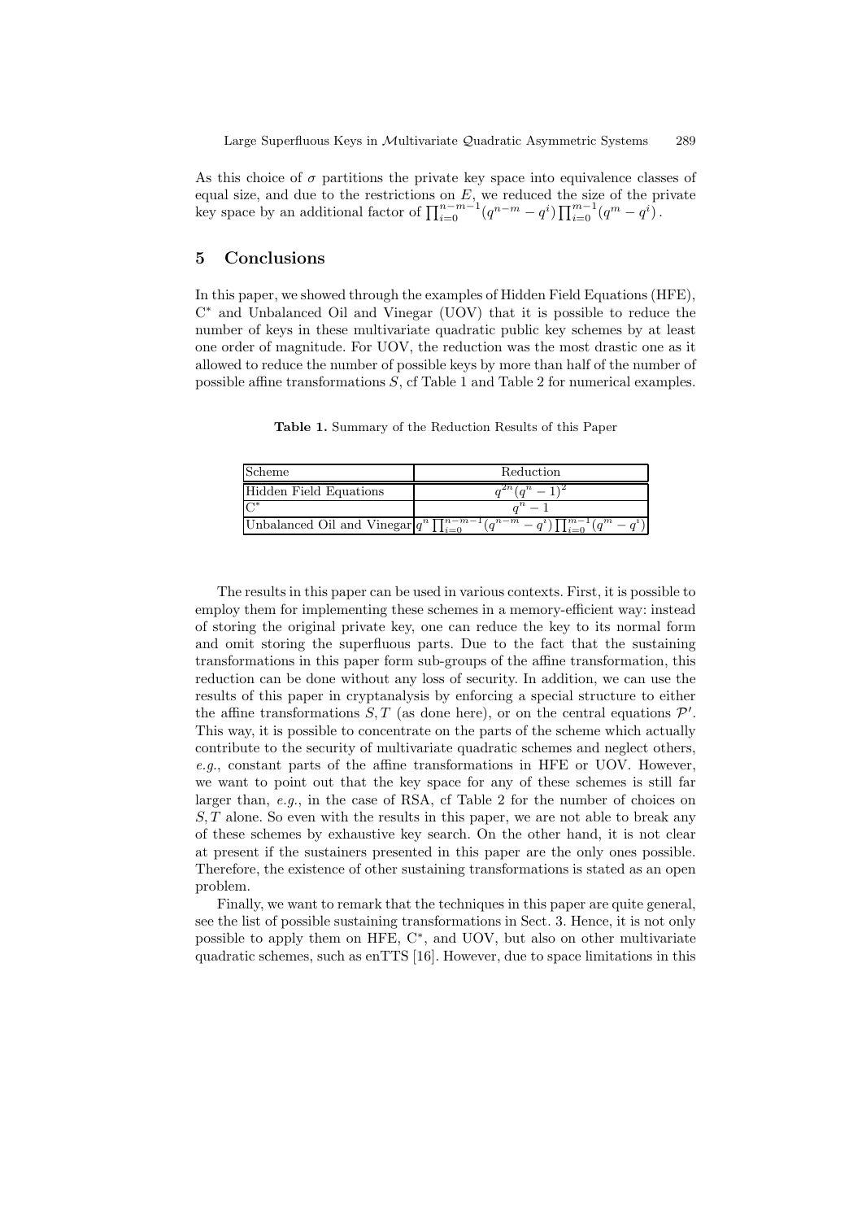As this choice of $\sigma$ partitions the private key space into equivalence classes of equal size, and due to the restrictions on $E$, we reduced the size of the private key space by an additional factor of $\prod_{i=0}^{n-m-1}(q^{n-m} - q^i) \prod_{i=0}^{m-1}(q^m - q^i)$.

## 5 Conclusions

In this paper, we showed through the examples of Hidden Field Equations (HFE), C$^*$ and Unbalanced Oil and Vinegar (UOV) that it is possible to reduce the number of keys in these multivariate quadratic public key schemes by at least one order of magnitude. For UOV, the reduction was the most drastic one as it allowed to reduce the number of possible keys by more than half of the number of possible affine transformations $S$, cf Table 1 and Table 2 for numerical examples.

**Table 1.** Summary of the Reduction Results of this Paper

| Scheme | Reduction |
|---|---|
| Hidden Field Equations | $q^{2n}(q^n - 1)^2$ |
| C$^*$ | $q^n - 1$ |
| Unbalanced Oil and Vinegar | $q^n \prod_{i=0}^{n-m-1}(q^{n-m} - q^i) \prod_{i=0}^{m-1}(q^m - q^i)$ |

The results in this paper can be used in various contexts. First, it is possible to employ them for implementing these schemes in a memory-efficient way: instead of storing the original private key, one can reduce the key to its normal form and omit storing the superfluous parts. Due to the fact that the sustaining transformations in this paper form sub-groups of the affine transformation, this reduction can be done without any loss of security. In addition, we can use the results of this paper in cryptanalysis by enforcing a special structure to either the affine transformations $S, T$ (as done here), or on the central equations $\mathcal{P}'$. This way, it is possible to concentrate on the parts of the scheme which actually contribute to the security of multivariate quadratic schemes and neglect others, *e.g.*, constant parts of the affine transformations in HFE or UOV. However, we want to point out that the key space for any of these schemes is still far larger than, *e.g.*, in the case of RSA, cf Table 2 for the number of choices on $S, T$ alone. So even with the results in this paper, we are not able to break any of these schemes by exhaustive key search. On the other hand, it is not clear at present if the sustainers presented in this paper are the only ones possible. Therefore, the existence of other sustaining transformations is stated as an open problem.

Finally, we want to remark that the techniques in this paper are quite general, see the list of possible sustaining transformations in Sect. 3. Hence, it is not only possible to apply them on HFE, C$^*$, and UOV, but also on other multivariate quadratic schemes, such as enTTS [16]. However, due to space limitations in this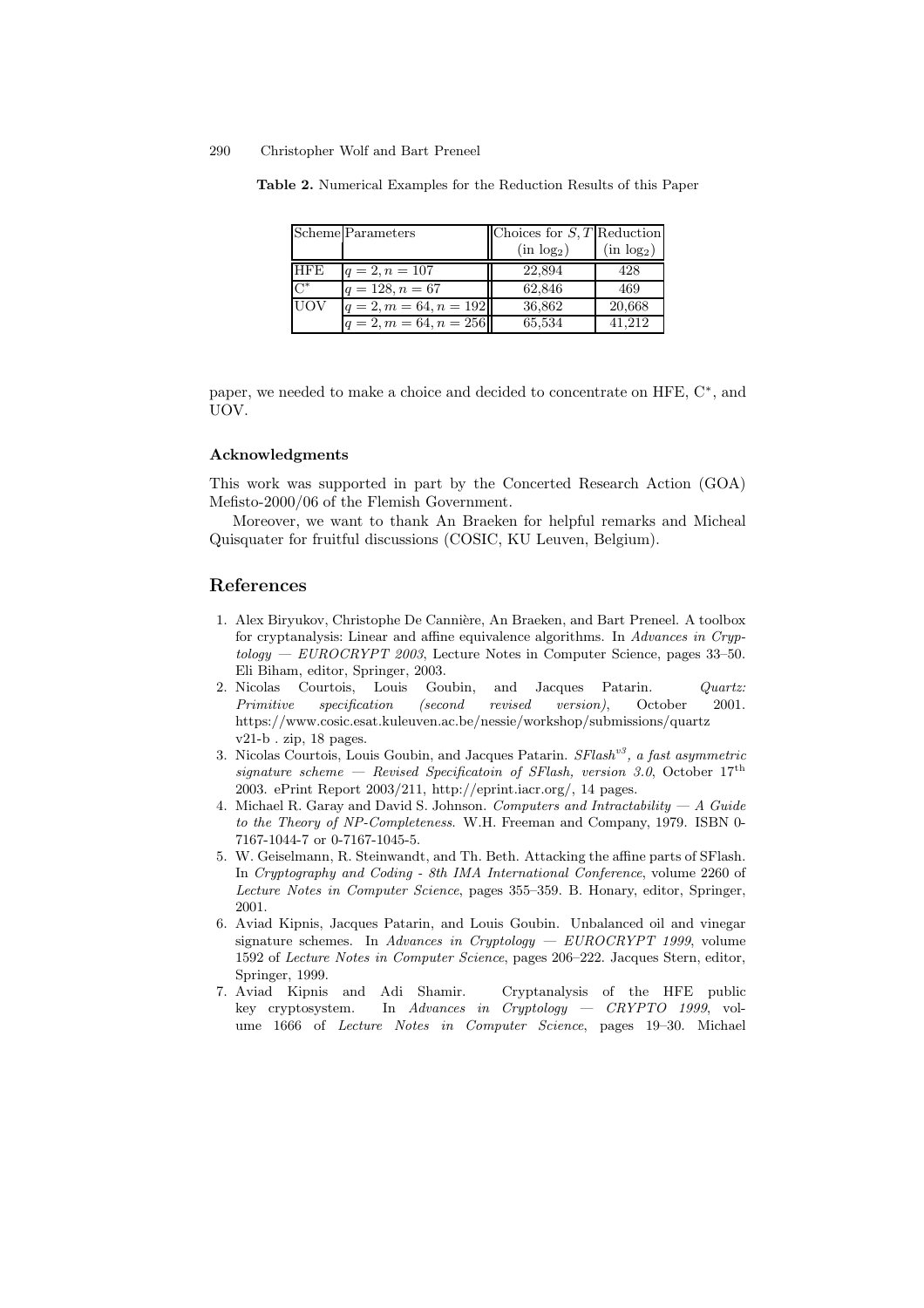**Table 2.** Numerical Examples for the Reduction Results of this Paper

| Scheme | Parameters | Choices for $S, T$ (in $\log_2$) | Reduction (in $\log_2$) |
|---|---|---|---|
| HFE | $q = 2, n = 107$ | 22,894 | 428 |
| C$^*$ | $q = 128, n = 67$ | 62,846 | 469 |
| UOV | $q = 2, m = 64, n = 192$ | 36,862 | 20,668 |
| | $q = 2, m = 64, n = 256$ | 65,534 | 41,212 |

paper, we needed to make a choice and decided to concentrate on HFE, C$^*$, and UOV.

### Acknowledgments

This work was supported in part by the Concerted Research Action (GOA) Mefisto-2000/06 of the Flemish Government.

Moreover, we want to thank An Braeken for helpful remarks and Micheal Quisquater for fruitful discussions (COSIC, KU Leuven, Belgium).

## References

1. Alex Biryukov, Christophe De Cannière, An Braeken, and Bart Preneel. A toolbox for cryptanalysis: Linear and affine equivalence algorithms. In *Advances in Cryptology — EUROCRYPT 2003*, Lecture Notes in Computer Science, pages 33–50. Eli Biham, editor, Springer, 2003.
2. Nicolas Courtois, Louis Goubin, and Jacques Patarin. *Quartz: Primitive specification (second revised version)*, October 2001. https://www.cosic.esat.kuleuven.ac.be/nessie/workshop/submissions/quartz v21-b . zip, 18 pages.
3. Nicolas Courtois, Louis Goubin, and Jacques Patarin. *SFlash$^{v3}$, a fast asymmetric signature scheme — Revised Specificatoin of SFlash, version 3.0*, October 17$^{\text{th}}$ 2003. ePrint Report 2003/211, http://eprint.iacr.org/, 14 pages.
4. Michael R. Garay and David S. Johnson. *Computers and Intractability — A Guide to the Theory of NP-Completeness*. W.H. Freeman and Company, 1979. ISBN 0-7167-1044-7 or 0-7167-1045-5.
5. W. Geiselmann, R. Steinwandt, and Th. Beth. Attacking the affine parts of SFlash. In *Cryptography and Coding - 8th IMA International Conference*, volume 2260 of *Lecture Notes in Computer Science*, pages 355–359. B. Honary, editor, Springer, 2001.
6. Aviad Kipnis, Jacques Patarin, and Louis Goubin. Unbalanced oil and vinegar signature schemes. In *Advances in Cryptology — EUROCRYPT 1999*, volume 1592 of *Lecture Notes in Computer Science*, pages 206–222. Jacques Stern, editor, Springer, 1999.
7. Aviad Kipnis and Adi Shamir. Cryptanalysis of the HFE public key cryptosystem. In *Advances in Cryptology — CRYPTO 1999*, volume 1666 of *Lecture Notes in Computer Science*, pages 19–30. Michael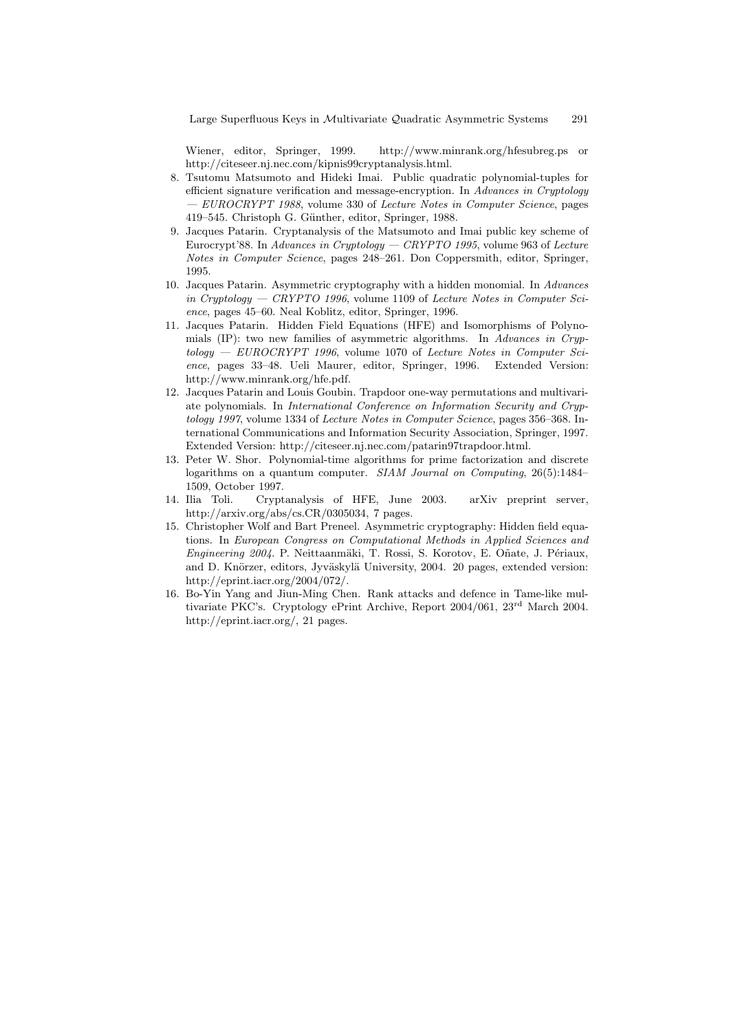Wiener, editor, Springer, 1999. http://www.minrank.org/hfesubreg.ps or http://citeseer.nj.nec.com/kipnis99cryptanalysis.html.

8. Tsutomu Matsumoto and Hideki Imai. Public quadratic polynomial-tuples for efficient signature verification and message-encryption. In *Advances in Cryptology — EUROCRYPT 1988*, volume 330 of *Lecture Notes in Computer Science*, pages 419–545. Christoph G. Günther, editor, Springer, 1988.
9. Jacques Patarin. Cryptanalysis of the Matsumoto and Imai public key scheme of Eurocrypt'88. In *Advances in Cryptology — CRYPTO 1995*, volume 963 of *Lecture Notes in Computer Science*, pages 248–261. Don Coppersmith, editor, Springer, 1995.
10. Jacques Patarin. Asymmetric cryptography with a hidden monomial. In *Advances in Cryptology — CRYPTO 1996*, volume 1109 of *Lecture Notes in Computer Science*, pages 45–60. Neal Koblitz, editor, Springer, 1996.
11. Jacques Patarin. Hidden Field Equations (HFE) and Isomorphisms of Polynomials (IP): two new families of asymmetric algorithms. In *Advances in Cryptology — EUROCRYPT 1996*, volume 1070 of *Lecture Notes in Computer Science*, pages 33–48. Ueli Maurer, editor, Springer, 1996. Extended Version: http://www.minrank.org/hfe.pdf.
12. Jacques Patarin and Louis Goubin. Trapdoor one-way permutations and multivariate polynomials. In *International Conference on Information Security and Cryptology 1997*, volume 1334 of *Lecture Notes in Computer Science*, pages 356–368. International Communications and Information Security Association, Springer, 1997. Extended Version: http://citeseer.nj.nec.com/patarin97trapdoor.html.
13. Peter W. Shor. Polynomial-time algorithms for prime factorization and discrete logarithms on a quantum computer. *SIAM Journal on Computing*, 26(5):1484–1509, October 1997.
14. Ilia Toli. Cryptanalysis of HFE, June 2003. arXiv preprint server, http://arxiv.org/abs/cs.CR/0305034, 7 pages.
15. Christopher Wolf and Bart Preneel. Asymmetric cryptography: Hidden field equations. In *European Congress on Computational Methods in Applied Sciences and Engineering 2004*. P. Neittaanmäki, T. Rossi, S. Korotov, E. Oñate, J. Périaux, and D. Knörzer, editors, Jyväskylä University, 2004. 20 pages, extended version: http://eprint.iacr.org/2004/072/.
16. Bo-Yin Yang and Jiun-Ming Chen. Rank attacks and defence in Tame-like multivariate PKC's. Cryptology ePrint Archive, Report 2004/061, 23rd March 2004. http://eprint.iacr.org/, 21 pages.